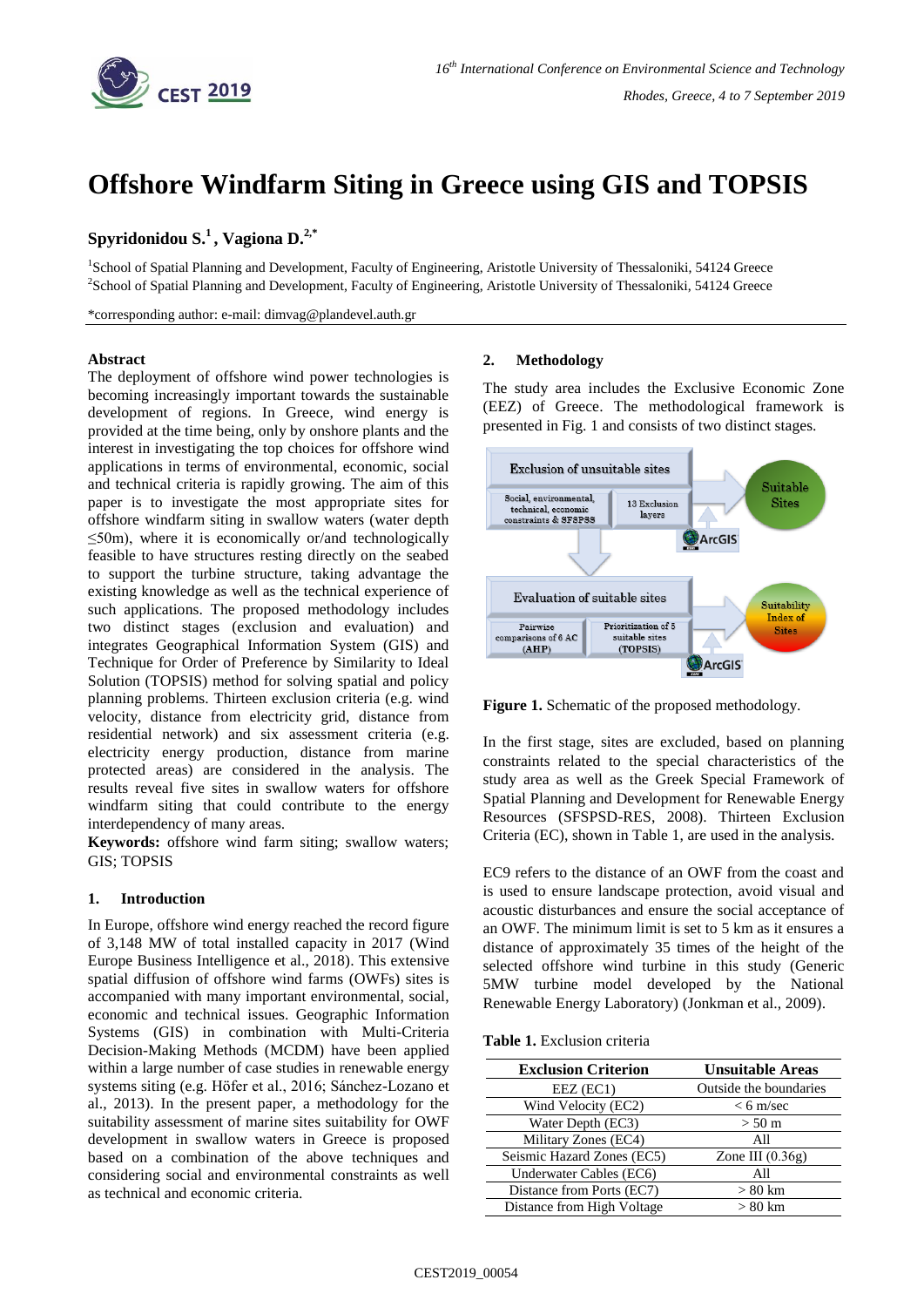# Offshore Windfarm Siting in Greece using GIS and TOPSIS

**Spyridonidou S.[1], Vagiona D.[2,*]**

[1]School of Spatial Planning and Development, Faculty of Engineering, Aristotle University of Thessaloniki, 54124 Greece
[2]School of Spatial Planning and Development, Faculty of Engineering, Aristotle University of Thessaloniki, 54124 Greece

*corresponding author: e-mail: dimvag@plandevel.auth.gr

### Abstract

The deployment of offshore wind power technologies is becoming increasingly important towards the sustainable development of regions. In Greece, wind energy is provided at the time being, only by onshore plants and the interest in investigating the top choices for offshore wind applications in terms of environmental, economic, social and technical criteria is rapidly growing. The aim of this paper is to investigate the most appropriate sites for offshore windfarm siting in swallow waters (water depth ≤50m), where it is economically or/and technologically feasible to have structures resting directly on the seabed to support the turbine structure, taking advantage the existing knowledge as well as the technical experience of such applications. The proposed methodology includes two distinct stages (exclusion and evaluation) and integrates Geographical Information System (GIS) and Technique for Order of Preference by Similarity to Ideal Solution (TOPSIS) method for solving spatial and policy planning problems. Thirteen exclusion criteria (e.g. wind velocity, distance from electricity grid, distance from residential network) and six assessment criteria (e.g. electricity energy production, distance from marine protected areas) are considered in the analysis. The results reveal five sites in swallow waters for offshore windfarm siting that could contribute to the energy interdependency of many areas.

**Keywords:** offshore wind farm siting; swallow waters; GIS; TOPSIS

### 1. Introduction

In Europe, offshore wind energy reached the record figure of 3,148 MW of total installed capacity in 2017 (Wind Europe Business Intelligence et al., 2018). This extensive spatial diffusion of offshore wind farms (OWFs) sites is accompanied with many important environmental, social, economic and technical issues. Geographic Information Systems (GIS) in combination with Multi-Criteria Decision-Making Methods (MCDM) have been applied within a large number of case studies in renewable energy systems siting (e.g. Höfer et al., 2016; Sánchez-Lozano et al., 2013). In the present paper, a methodology for the suitability assessment of marine sites suitability for OWF development in swallow waters in Greece is proposed based on a combination of the above techniques and considering social and environmental constraints as well as technical and economic criteria.

### 2. Methodology

The study area includes the Exclusive Economic Zone (EEZ) of Greece. The methodological framework is presented in Fig. 1 and consists of two distinct stages.

**Figure 1.** Schematic of the proposed methodology.

In the first stage, sites are excluded, based on planning constraints related to the special characteristics of the study area as well as the Greek Special Framework of Spatial Planning and Development for Renewable Energy Resources (SFSPSD-RES, 2008). Thirteen Exclusion Criteria (EC), shown in Table 1, are used in the analysis.

EC9 refers to the distance of an OWF from the coast and is used to ensure landscape protection, avoid visual and acoustic disturbances and ensure the social acceptance of an OWF. The minimum limit is set to 5 km as it ensures a distance of approximately 35 times of the height of the selected offshore wind turbine in this study (Generic 5MW turbine model developed by the National Renewable Energy Laboratory) (Jonkman et al., 2009).

**Table 1.** Exclusion criteria

| Exclusion Criterion | Unsuitable Areas |
|---|---|
| EEZ (EC1) | Outside the boundaries |
| Wind Velocity (EC2) | < 6 m/sec |
| Water Depth (EC3) | > 50 m |
| Military Zones (EC4) | All |
| Seismic Hazard Zones (EC5) | Zone III (0.36g) |
| Underwater Cables (EC6) | All |
| Distance from Ports (EC7) | > 80 km |
| Distance from High Voltage | > 80 km |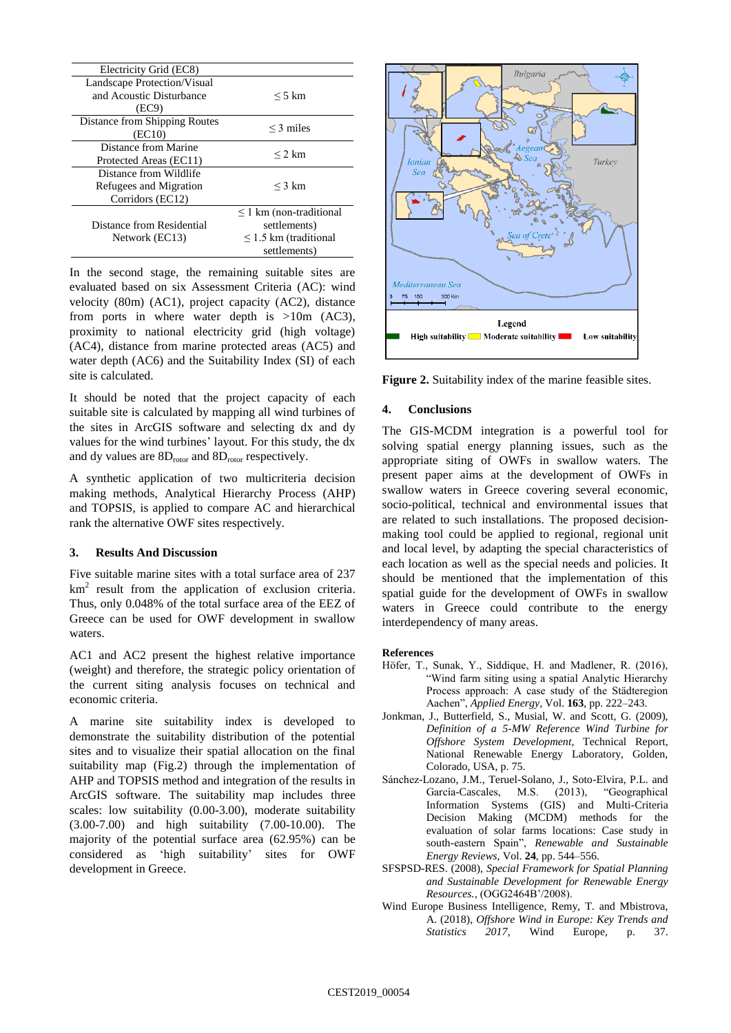| | |
|---|---|
| Electricity Grid (EC8) | |
| Landscape Protection/Visual and Acoustic Disturbance (EC9) | ≤ 5 km |
| Distance from Shipping Routes (EC10) | ≤ 3 miles |
| Distance from Marine Protected Areas (EC11) | ≤ 2 km |
| Distance from Wildlife Refugees and Migration Corridors (EC12) | ≤ 3 km |
| Distance from Residential Network (EC13) | ≤ 1 km (non-traditional settlements) ≤ 1.5 km (traditional settlements) |

In the second stage, the remaining suitable sites are evaluated based on six Assessment Criteria (AC): wind velocity (80m) (AC1), project capacity (AC2), distance from ports in where water depth is >10m (AC3), proximity to national electricity grid (high voltage) (AC4), distance from marine protected areas (AC5) and water depth (AC6) and the Suitability Index (SI) of each site is calculated.

It should be noted that the project capacity of each suitable site is calculated by mapping all wind turbines of the sites in ArcGIS software and selecting dx and dy values for the wind turbines' layout. For this study, the dx and dy values are $8D_{rotor}$ and $8D_{rotor}$ respectively.

A synthetic application of two multicriteria decision making methods, Analytical Hierarchy Process (AHP) and TOPSIS, is applied to compare AC and hierarchical rank the alternative OWF sites respectively.

## 3. Results And Discussion

Five suitable marine sites with a total surface area of 237 $km^2$ result from the application of exclusion criteria. Thus, only 0.048% of the total surface area of the EEZ of Greece can be used for OWF development in swallow waters.

AC1 and AC2 present the highest relative importance (weight) and therefore, the strategic policy orientation of the current siting analysis focuses on technical and economic criteria.

A marine site suitability index is developed to demonstrate the suitability distribution of the potential sites and to visualize their spatial allocation on the final suitability map (Fig.2) through the implementation of AHP and TOPSIS method and integration of the results in ArcGIS software. The suitability map includes three scales: low suitability (0.00-3.00), moderate suitability (3.00-7.00) and high suitability (7.00-10.00). The majority of the potential surface area (62.95%) can be considered as 'high suitability' sites for OWF development in Greece.

Bulgaria
Aegean Sea
Turkey
Ionian Sea
Sea of Crete
Mediterranean Sea
0 75 150 300 Km
Legend
High suitability
Moderate suitability
Low suitability

**Figure 2.** Suitability index of the marine feasible sites.

## 4. Conclusions

The GIS-MCDM integration is a powerful tool for solving spatial energy planning issues, such as the appropriate siting of OWFs in swallow waters. The present paper aims at the development of OWFs in swallow waters in Greece covering several economic, socio-political, technical and environmental issues that are related to such installations. The proposed decision-making tool could be applied to regional, regional unit and local level, by adapting the special characteristics of each location as well as the special needs and policies. It should be mentioned that the implementation of this spatial guide for the development of OWFs in swallow waters in Greece could contribute to the energy interdependency of many areas.

**References**

Höfer, T., Sunak, Y., Siddique, H. and Madlener, R. (2016), "Wind farm siting using a spatial Analytic Hierarchy Process approach: A case study of the Städteregion Aachen", *Applied Energy*, Vol. **163**, pp. 222–243.

Jonkman, J., Butterfield, S., Musial, W. and Scott, G. (2009), *Definition of a 5-MW Reference Wind Turbine for Offshore System Development*, Technical Report, National Renewable Energy Laboratory, Golden, Colorado, USA, p. 75.

Sánchez-Lozano, J.M., Teruel-Solano, J., Soto-Elvira, P.L. and García-Cascales, M.S. (2013), "Geographical Information Systems (GIS) and Multi-Criteria Decision Making (MCDM) methods for the evaluation of solar farms locations: Case study in south-eastern Spain", *Renewable and Sustainable Energy Reviews*, Vol. **24**, pp. 544–556.

SFSPSD-RES. (2008), *Special Framework for Spatial Planning and Sustainable Development for Renewable Energy Resources.*, (OGG2464B'/2008).

Wind Europe Business Intelligence, Remy, T. and Mbistrova, A. (2018), *Offshore Wind in Europe: Key Trends and Statistics 2017*, Wind Europe, p. 37.